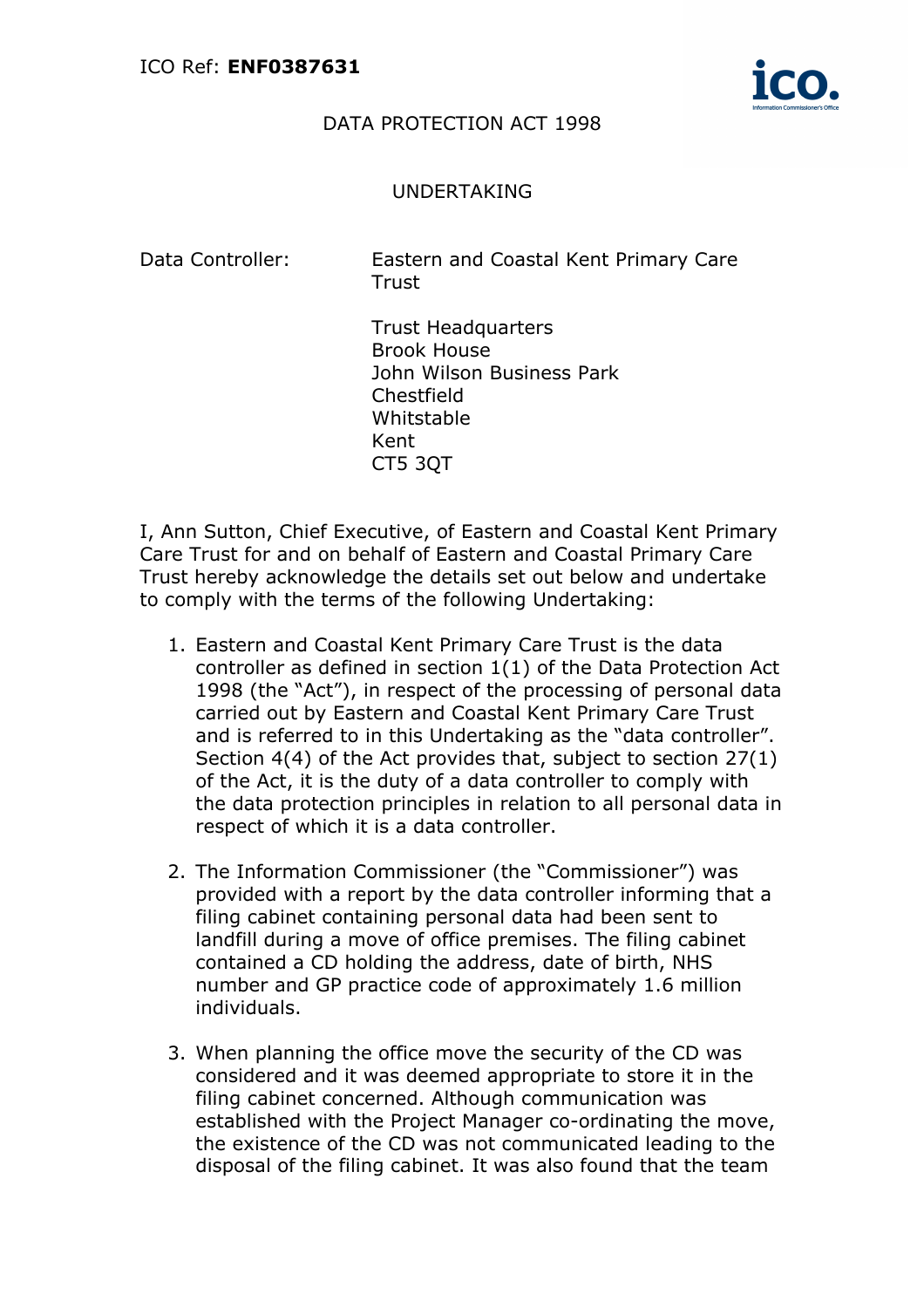ICO Ref: **ENF0387631**

DATA PROTECTION ACT 1998

UNDERTAKING

Data Controller: Eastern and Coastal Kent Primary Care Trust

Trust Headquarters
Brook House
John Wilson Business Park
Chestfield
Whitstable
Kent
CT5 3QT

I, Ann Sutton, Chief Executive, of Eastern and Coastal Kent Primary Care Trust for and on behalf of Eastern and Coastal Primary Care Trust hereby acknowledge the details set out below and undertake to comply with the terms of the following Undertaking:

1. Eastern and Coastal Kent Primary Care Trust is the data controller as defined in section 1(1) of the Data Protection Act 1998 (the "Act"), in respect of the processing of personal data carried out by Eastern and Coastal Kent Primary Care Trust and is referred to in this Undertaking as the "data controller". Section 4(4) of the Act provides that, subject to section 27(1) of the Act, it is the duty of a data controller to comply with the data protection principles in relation to all personal data in respect of which it is a data controller.

2. The Information Commissioner (the "Commissioner") was provided with a report by the data controller informing that a filing cabinet containing personal data had been sent to landfill during a move of office premises. The filing cabinet contained a CD holding the address, date of birth, NHS number and GP practice code of approximately 1.6 million individuals.

3. When planning the office move the security of the CD was considered and it was deemed appropriate to store it in the filing cabinet concerned. Although communication was established with the Project Manager co-ordinating the move, the existence of the CD was not communicated leading to the disposal of the filing cabinet. It was also found that the team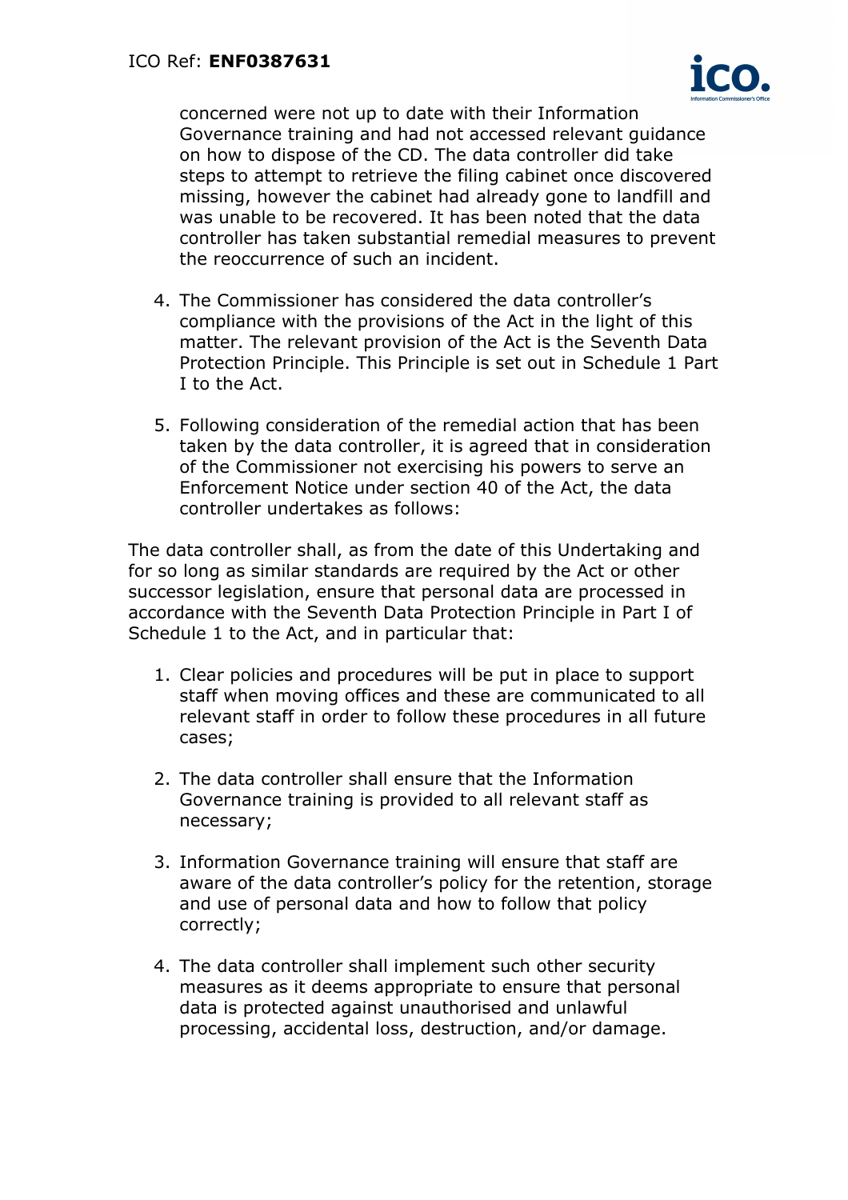concerned were not up to date with their Information Governance training and had not accessed relevant guidance on how to dispose of the CD. The data controller did take steps to attempt to retrieve the filing cabinet once discovered missing, however the cabinet had already gone to landfill and was unable to be recovered. It has been noted that the data controller has taken substantial remedial measures to prevent the reoccurrence of such an incident.

4. The Commissioner has considered the data controller's compliance with the provisions of the Act in the light of this matter. The relevant provision of the Act is the Seventh Data Protection Principle. This Principle is set out in Schedule 1 Part I to the Act.

5. Following consideration of the remedial action that has been taken by the data controller, it is agreed that in consideration of the Commissioner not exercising his powers to serve an Enforcement Notice under section 40 of the Act, the data controller undertakes as follows:

The data controller shall, as from the date of this Undertaking and for so long as similar standards are required by the Act or other successor legislation, ensure that personal data are processed in accordance with the Seventh Data Protection Principle in Part I of Schedule 1 to the Act, and in particular that:

1. Clear policies and procedures will be put in place to support staff when moving offices and these are communicated to all relevant staff in order to follow these procedures in all future cases;

2. The data controller shall ensure that the Information Governance training is provided to all relevant staff as necessary;

3. Information Governance training will ensure that staff are aware of the data controller's policy for the retention, storage and use of personal data and how to follow that policy correctly;

4. The data controller shall implement such other security measures as it deems appropriate to ensure that personal data is protected against unauthorised and unlawful processing, accidental loss, destruction, and/or damage.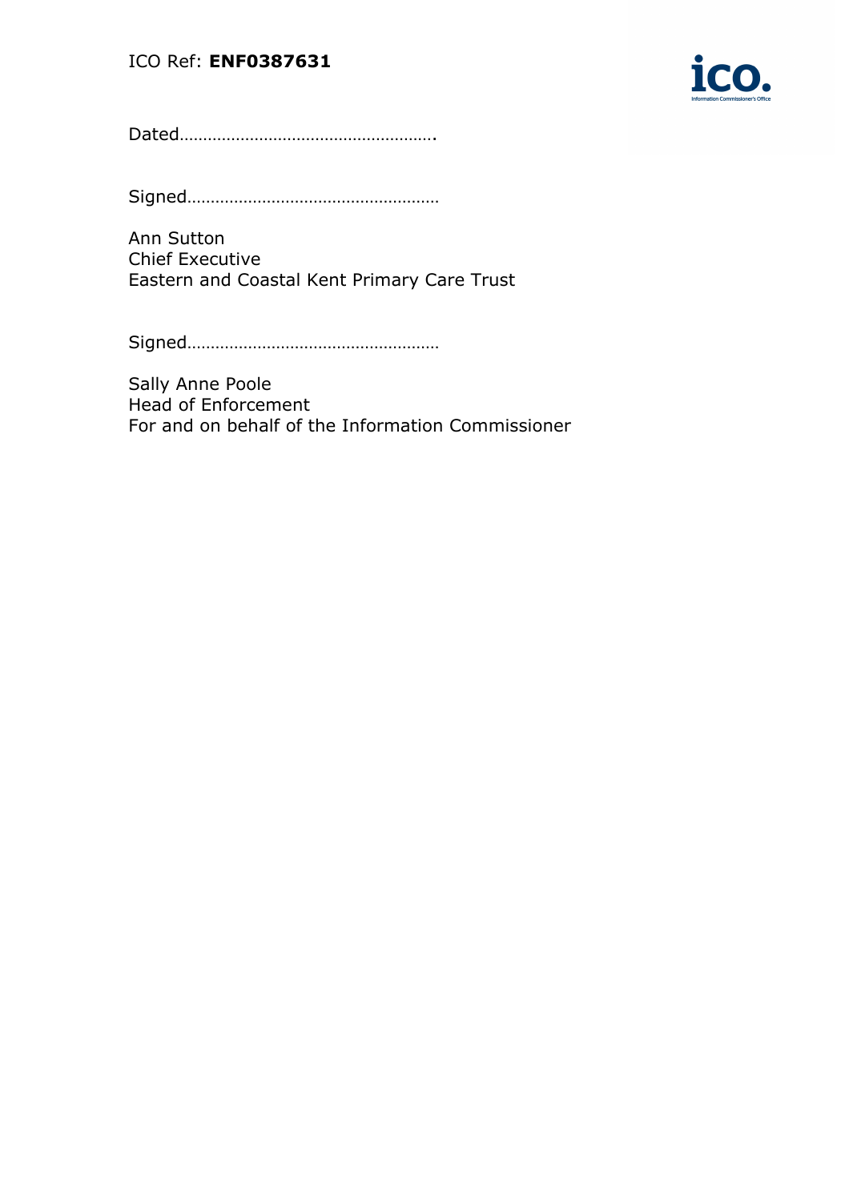ICO Ref: **ENF0387631**

Dated…………………………………………………….

Signed……………………………………………………

Ann Sutton
Chief Executive
Eastern and Coastal Kent Primary Care Trust

Signed……………………………………………………

Sally Anne Poole
Head of Enforcement
For and on behalf of the Information Commissioner